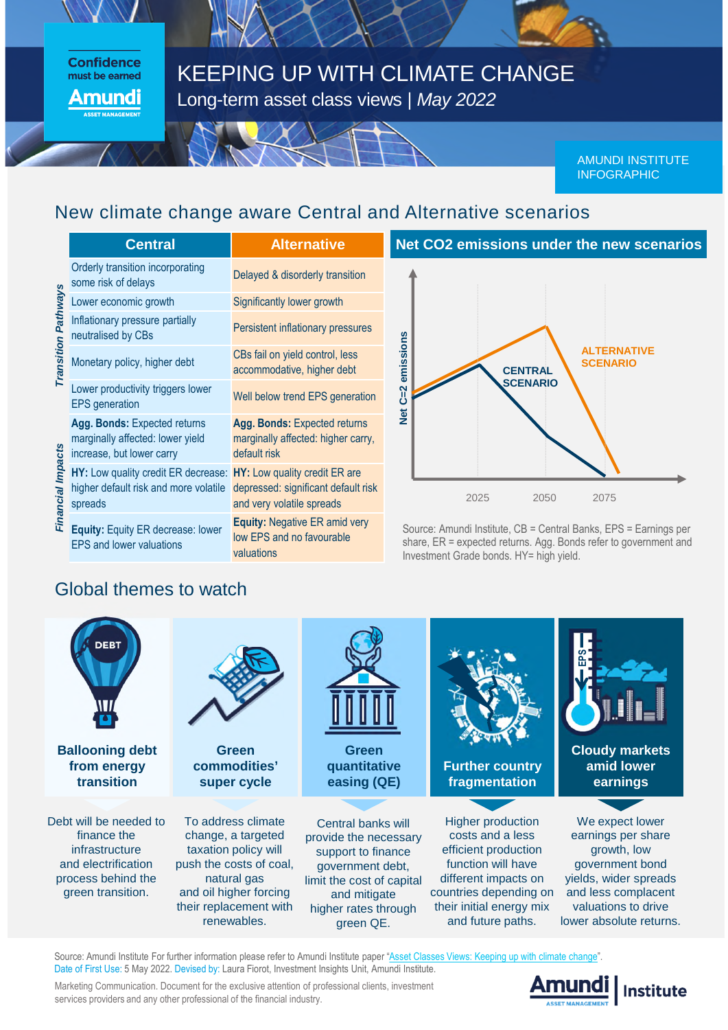Confidence must be earned

Amundi ASSET MANAGEMENT

# KEEPING UP WITH CLIMATE CHANGE

Long-term asset class views | *May 2022*

AMUNDI INSTITUTE INFOGRAPHIC

## New climate change aware Central and Alternative scenarios

| | Central | Alternative |
|---|---|---|
| *Transition Pathways* | Orderly transition incorporating some risk of delays | Delayed & disorderly transition |
| | Lower economic growth | Significantly lower growth |
| | Inflationary pressure partially neutralised by CBs | Persistent inflationary pressures |
| | Monetary policy, higher debt | CBs fail on yield control, less accommodative, higher debt |
| | Lower productivity triggers lower EPS generation | Well below trend EPS generation |
| *Financial Impacts* | **Agg. Bonds:** Expected returns marginally affected: lower yield increase, but lower carry | **Agg. Bonds:** Expected returns marginally affected: higher carry, default risk |
| | **HY:** Low quality credit ER decrease: higher default risk and more volatile spreads | **HY:** Low quality credit ER are depressed: significant default risk and very volatile spreads |
| | **Equity:** Equity ER decrease: lower EPS and lower valuations | **Equity:** Negative ER amid very low EPS and no favourable valuations |

### Net CO2 emissions under the new scenarios

Net C=2 emissions

ALTERNATIVE SCENARIO

CENTRAL SCENARIO

2025 2050 2075

Source: Amundi Institute, CB = Central Banks, EPS = Earnings per share, ER = expected returns. Agg. Bonds refer to government and Investment Grade bonds. HY= high yield.

## Global themes to watch

**Ballooning debt from energy transition**

Debt will be needed to finance the infrastructure and electrification process behind the green transition.

**Green commodities' super cycle**

To address climate change, a targeted taxation policy will push the costs of coal, natural gas and oil higher forcing their replacement with renewables.

**Green quantitative easing (QE)**

Central banks will provide the necessary support to finance government debt, limit the cost of capital and mitigate higher rates through green QE.

**Further country fragmentation**

Higher production costs and a less efficient production function will have different impacts on countries depending on their initial energy mix and future paths.

**Cloudy markets amid lower earnings**

We expect lower earnings per share growth, low government bond yields, wider spreads and less complacent valuations to drive lower absolute returns.

Source: Amundi Institute For further information please refer to Amundi Institute paper "Asset Classes Views: Keeping up with climate change".
Date of First Use: 5 May 2022. Devised by: Laura Fiorot, Investment Insights Unit, Amundi Institute.

Marketing Communication. Document for the exclusive attention of professional clients, investment services providers and any other professional of the financial industry.

Amundi ASSET MANAGEMENT | Institute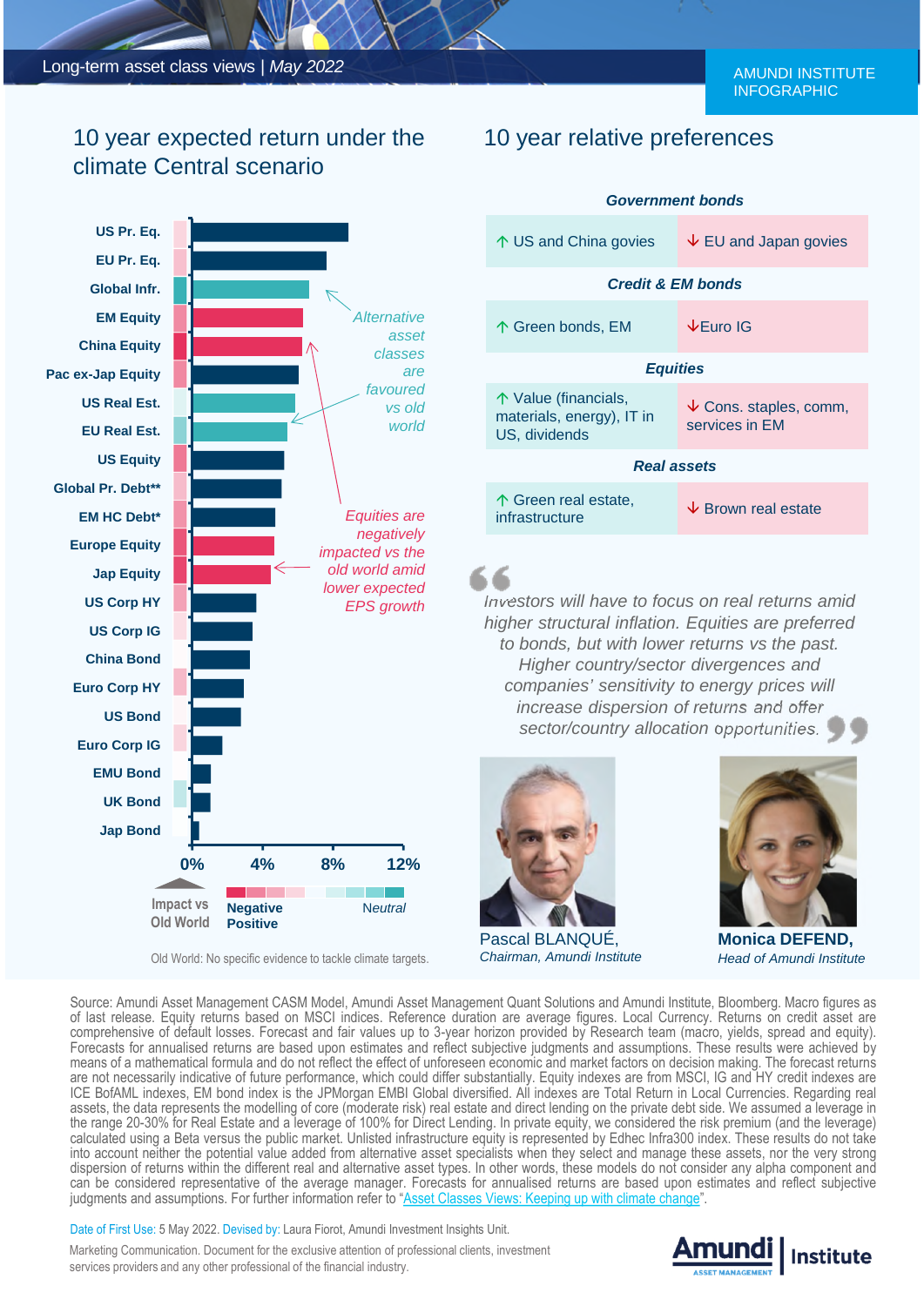Long-term asset class views | *May 2022*

AMUNDI INSTITUTE INFOGRAPHIC

## 10 year expected return under the climate Central scenario

- US Pr. Eq.
- EU Pr. Eq.
- Global Infr.
- EM Equity
- China Equity
- Pac ex-Jap Equity
- US Real Est.
- EU Real Est.
- US Equity
- Global Pr. Debt**
- EM HC Debt*
- Europe Equity
- Jap Equity
- US Corp HY
- US Corp IG
- China Bond
- Euro Corp HY
- US Bond
- Euro Corp IG
- EMU Bond
- UK Bond
- Jap Bond

0% 4% 8% 12%

*Alternative asset classes are favoured vs old world*

*Equities are negatively impacted vs the old world amid lower expected EPS growth*

Impact vs Old World: Negative — Neutral — Positive

Old World: No specific evidence to tackle climate targets.

## 10 year relative preferences

| ↑ | ↓ |
|---|---|
| ***Government bonds*** | |
| ↑ US and China govies | ↓ EU and Japan govies |
| ***Credit & EM bonds*** | |
| ↑ Green bonds, EM | ↓ Euro IG |
| ***Equities*** | |
| ↑ Value (financials, materials, energy), IT in US, dividends | ↓ Cons. staples, comm, services in EM |
| ***Real assets*** | |
| ↑ Green real estate, infrastructure | ↓ Brown real estate |

> *Investors will have to focus on real returns amid higher structural inflation. Equities are preferred to bonds, but with lower returns vs the past. Higher country/sector divergences and companies' sensitivity to energy prices will increase dispersion of returns and offer sector/country allocation opportunities.*

Pascal BLANQUÉ, *Chairman, Amundi Institute*

**Monica DEFEND,** *Head of Amundi Institute*

Source: Amundi Asset Management CASM Model, Amundi Asset Management Quant Solutions and Amundi Institute, Bloomberg. Macro figures as of last release. Equity returns based on MSCI indices. Reference duration are average figures. Local Currency. Returns on credit asset are comprehensive of default losses. Forecast and fair values up to 3-year horizon provided by Research team (macro, yields, spread and equity). Forecasts for annualised returns are based upon estimates and reflect subjective judgments and assumptions. These results were achieved by means of a mathematical formula and do not reflect the effect of unforeseen economic and market factors on decision making. The forecast returns are not necessarily indicative of future performance, which could differ substantially. Equity indexes are from MSCI, IG and HY credit indexes are ICE BofAML indexes, EM bond index is the JPMorgan EMBI Global diversified. All indexes are Total Return in Local Currencies. Regarding real assets, the data represents the modelling of core (moderate risk) real estate and direct lending on the private debt side. We assumed a leverage in the range 20-30% for Real Estate and a leverage of 100% for Direct Lending. In private equity, we considered the risk premium (and the leverage) calculated using a Beta versus the public market. Unlisted infrastructure equity is represented by Edhec Infra300 index. These results do not take into account neither the potential value added from alternative asset specialists when they select and manage these assets, nor the very strong dispersion of returns within the different real and alternative asset types. In other words, these models do not consider any alpha component and can be considered representative of the average manager. Forecasts for annualised returns are based upon estimates and reflect subjective judgments and assumptions. For further information refer to "Asset Classes Views: Keeping up with climate change".

Date of First Use: 5 May 2022. Devised by: Laura Fiorot, Amundi Investment Insights Unit.

Marketing Communication. Document for the exclusive attention of professional clients, investment services providers and any other professional of the financial industry.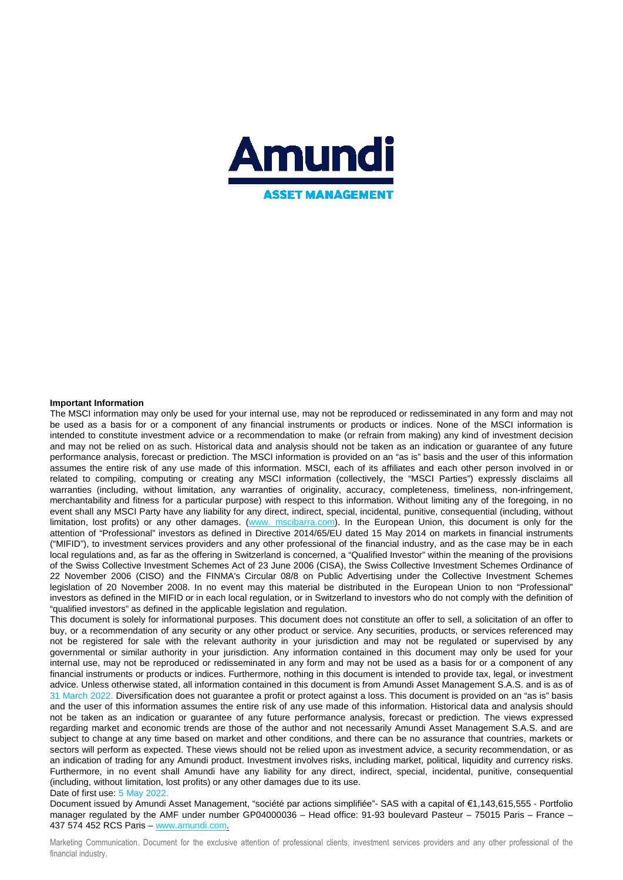Amundi

ASSET MANAGEMENT

**Important Information**

The MSCI information may only be used for your internal use, may not be reproduced or redisseminated in any form and may not be used as a basis for or a component of any financial instruments or products or indices. None of the MSCI information is intended to constitute investment advice or a recommendation to make (or refrain from making) any kind of investment decision and may not be relied on as such. Historical data and analysis should not be taken as an indication or guarantee of any future performance analysis, forecast or prediction. The MSCI information is provided on an "as is" basis and the user of this information assumes the entire risk of any use made of this information. MSCI, each of its affiliates and each other person involved in or related to compiling, computing or creating any MSCI information (collectively, the "MSCI Parties") expressly disclaims all warranties (including, without limitation, any warranties of originality, accuracy, completeness, timeliness, non-infringement, merchantability and fitness for a particular purpose) with respect to this information. Without limiting any of the foregoing, in no event shall any MSCI Party have any liability for any direct, indirect, special, incidental, punitive, consequential (including, without limitation, lost profits) or any other damages. (www. mscibarra.com). In the European Union, this document is only for the attention of "Professional" investors as defined in Directive 2014/65/EU dated 15 May 2014 on markets in financial instruments ("MIFID"), to investment services providers and any other professional of the financial industry, and as the case may be in each local regulations and, as far as the offering in Switzerland is concerned, a "Qualified Investor" within the meaning of the provisions of the Swiss Collective Investment Schemes Act of 23 June 2006 (CISA), the Swiss Collective Investment Schemes Ordinance of 22 November 2006 (CISO) and the FINMA's Circular 08/8 on Public Advertising under the Collective Investment Schemes legislation of 20 November 2008. In no event may this material be distributed in the European Union to non "Professional" investors as defined in the MIFID or in each local regulation, or in Switzerland to investors who do not comply with the definition of "qualified investors" as defined in the applicable legislation and regulation.

This document is solely for informational purposes. This document does not constitute an offer to sell, a solicitation of an offer to buy, or a recommendation of any security or any other product or service. Any securities, products, or services referenced may not be registered for sale with the relevant authority in your jurisdiction and may not be regulated or supervised by any governmental or similar authority in your jurisdiction. Any information contained in this document may only be used for your internal use, may not be reproduced or redisseminated in any form and may not be used as a basis for or a component of any financial instruments or products or indices. Furthermore, nothing in this document is intended to provide tax, legal, or investment advice. Unless otherwise stated, all information contained in this document is from Amundi Asset Management S.A.S. and is as of 31 March 2022. Diversification does not guarantee a profit or protect against a loss. This document is provided on an "as is" basis and the user of this information assumes the entire risk of any use made of this information. Historical data and analysis should not be taken as an indication or guarantee of any future performance analysis, forecast or prediction. The views expressed regarding market and economic trends are those of the author and not necessarily Amundi Asset Management S.A.S. and are subject to change at any time based on market and other conditions, and there can be no assurance that countries, markets or sectors will perform as expected. These views should not be relied upon as investment advice, a security recommendation, or as an indication of trading for any Amundi product. Investment involves risks, including market, political, liquidity and currency risks. Furthermore, in no event shall Amundi have any liability for any direct, indirect, special, incidental, punitive, consequential (including, without limitation, lost profits) or any other damages due to its use.

Date of first use: 5 May 2022.

Document issued by Amundi Asset Management, "société par actions simplifiée"- SAS with a capital of €1,143,615,555 - Portfolio manager regulated by the AMF under number GP04000036 – Head office: 91-93 boulevard Pasteur – 75015 Paris – France – 437 574 452 RCS Paris – www.amundi.com.

Marketing Communication. Document for the exclusive attention of professional clients, investment services providers and any other professional of the financial industry.